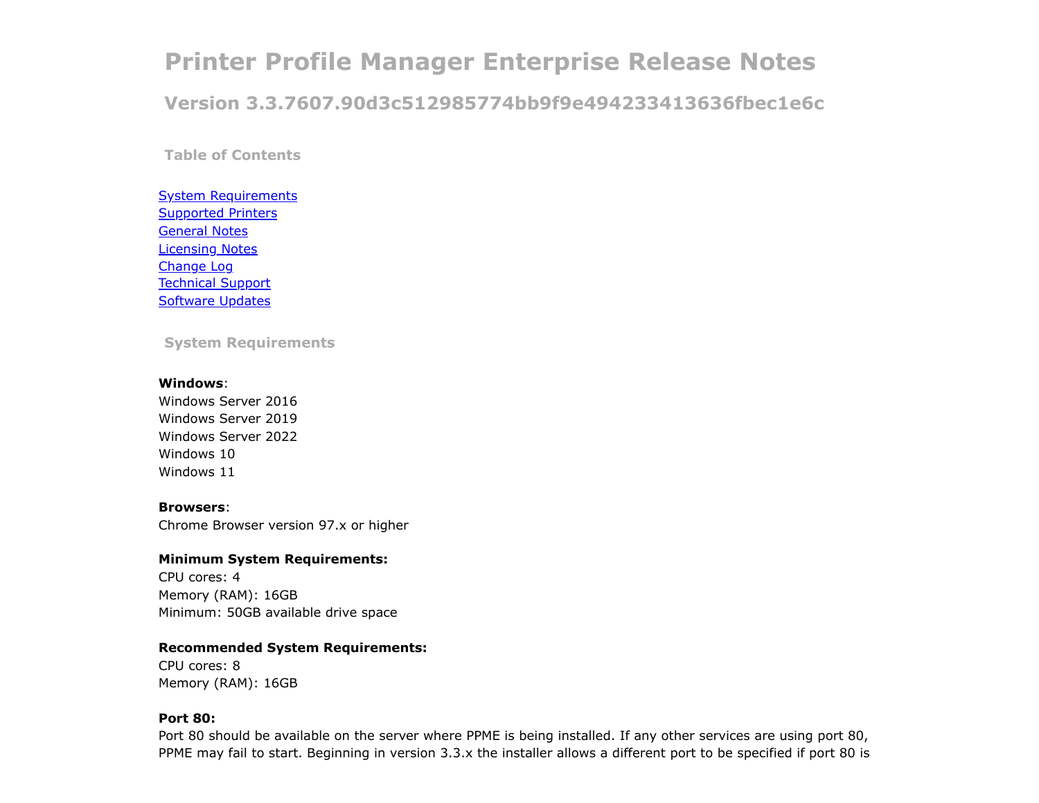# Printer Profile Manager Enterprise Release Notes

## Version 3.3.7607.90d3c512985774bb9f9e494233413636fbec1e6c

### Table of Contents

System Requirements
Supported Printers
General Notes
Licensing Notes
Change Log
Technical Support
Software Updates

### System Requirements

**Windows**:
Windows Server 2016
Windows Server 2019
Windows Server 2022
Windows 10
Windows 11

**Browsers**:
Chrome Browser version 97.x or higher

**Minimum System Requirements:**
CPU cores: 4
Memory (RAM): 16GB
Minimum: 50GB available drive space

**Recommended System Requirements:**
CPU cores: 8
Memory (RAM): 16GB

**Port 80:**
Port 80 should be available on the server where PPME is being installed. If any other services are using port 80, PPME may fail to start. Beginning in version 3.3.x the installer allows a different port to be specified if port 80 is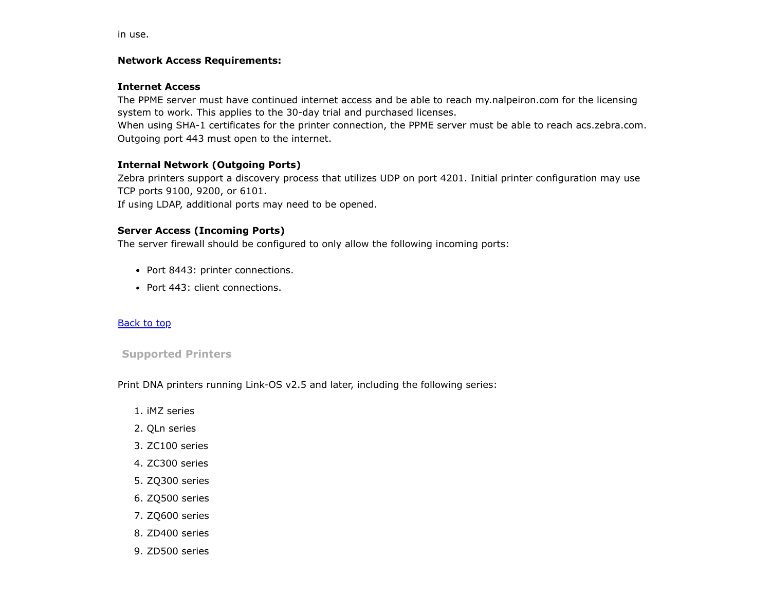in use.

**Network Access Requirements:**

**Internet Access**
The PPME server must have continued internet access and be able to reach my.nalpeiron.com for the licensing system to work. This applies to the 30-day trial and purchased licenses.
When using SHA-1 certificates for the printer connection, the PPME server must be able to reach acs.zebra.com.
Outgoing port 443 must open to the internet.

**Internal Network (Outgoing Ports)**
Zebra printers support a discovery process that utilizes UDP on port 4201. Initial printer configuration may use TCP ports 9100, 9200, or 6101.
If using LDAP, additional ports may need to be opened.

**Server Access (Incoming Ports)**
The server firewall should be configured to only allow the following incoming ports:

- Port 8443: printer connections.
- Port 443: client connections.

Back to top

## Supported Printers

Print DNA printers running Link-OS v2.5 and later, including the following series:

1. iMZ series
2. QLn series
3. ZC100 series
4. ZC300 series
5. ZQ300 series
6. ZQ500 series
7. ZQ600 series
8. ZD400 series
9. ZD500 series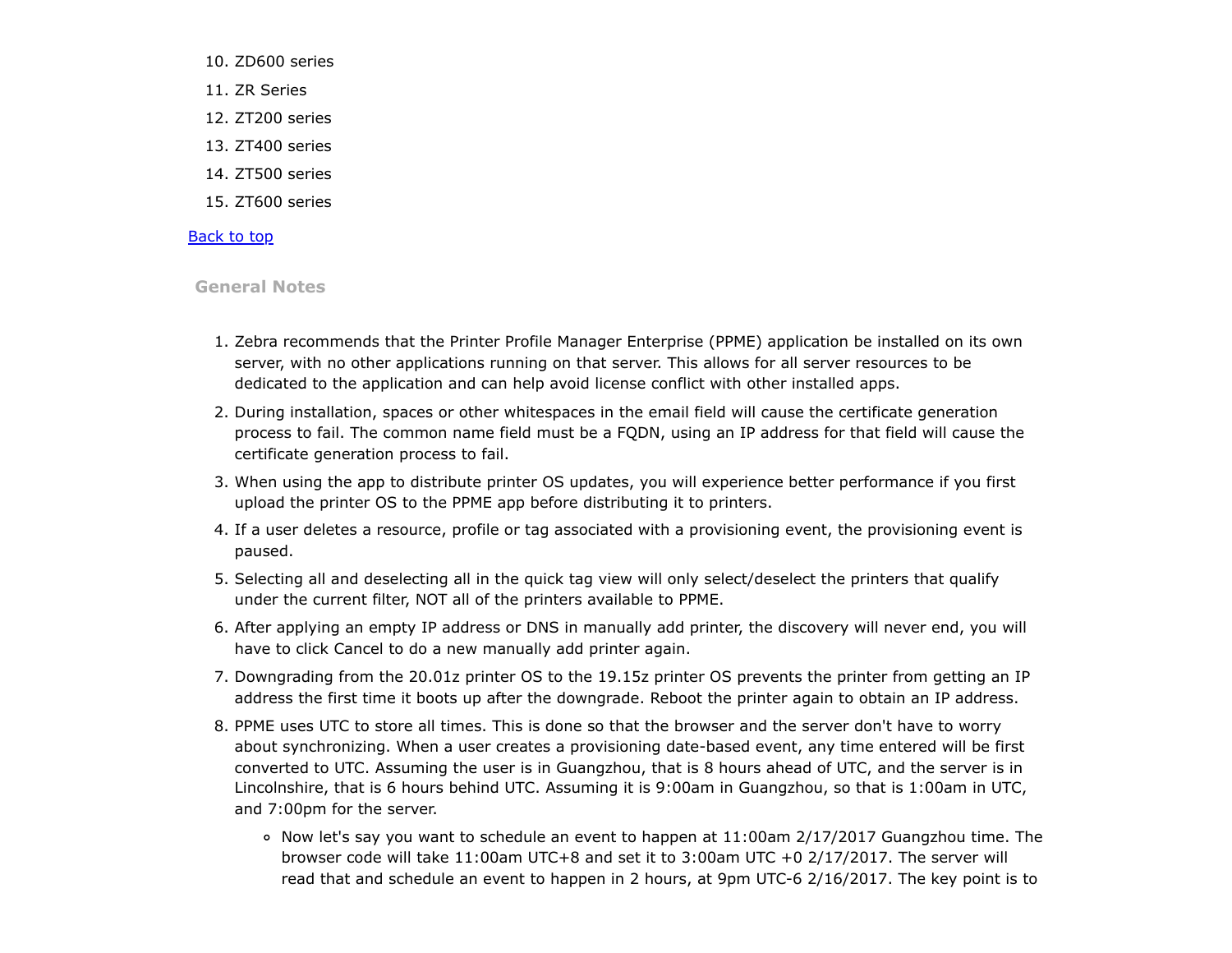10. ZD600 series
11. ZR Series
12. ZT200 series
13. ZT400 series
14. ZT500 series
15. ZT600 series

[Back to top]

## General Notes

1. Zebra recommends that the Printer Profile Manager Enterprise (PPME) application be installed on its own server, with no other applications running on that server. This allows for all server resources to be dedicated to the application and can help avoid license conflict with other installed apps.
2. During installation, spaces or other whitespaces in the email field will cause the certificate generation process to fail. The common name field must be a FQDN, using an IP address for that field will cause the certificate generation process to fail.
3. When using the app to distribute printer OS updates, you will experience better performance if you first upload the printer OS to the PPME app before distributing it to printers.
4. If a user deletes a resource, profile or tag associated with a provisioning event, the provisioning event is paused.
5. Selecting all and deselecting all in the quick tag view will only select/deselect the printers that qualify under the current filter, NOT all of the printers available to PPME.
6. After applying an empty IP address or DNS in manually add printer, the discovery will never end, you will have to click Cancel to do a new manually add printer again.
7. Downgrading from the 20.01z printer OS to the 19.15z printer OS prevents the printer from getting an IP address the first time it boots up after the downgrade. Reboot the printer again to obtain an IP address.
8. PPME uses UTC to store all times. This is done so that the browser and the server don't have to worry about synchronizing. When a user creates a provisioning date-based event, any time entered will be first converted to UTC. Assuming the user is in Guangzhou, that is 8 hours ahead of UTC, and the server is in Lincolnshire, that is 6 hours behind UTC. Assuming it is 9:00am in Guangzhou, so that is 1:00am in UTC, and 7:00pm for the server.
   - Now let's say you want to schedule an event to happen at 11:00am 2/17/2017 Guangzhou time. The browser code will take 11:00am UTC+8 and set it to 3:00am UTC +0 2/17/2017. The server will read that and schedule an event to happen in 2 hours, at 9pm UTC-6 2/16/2017. The key point is to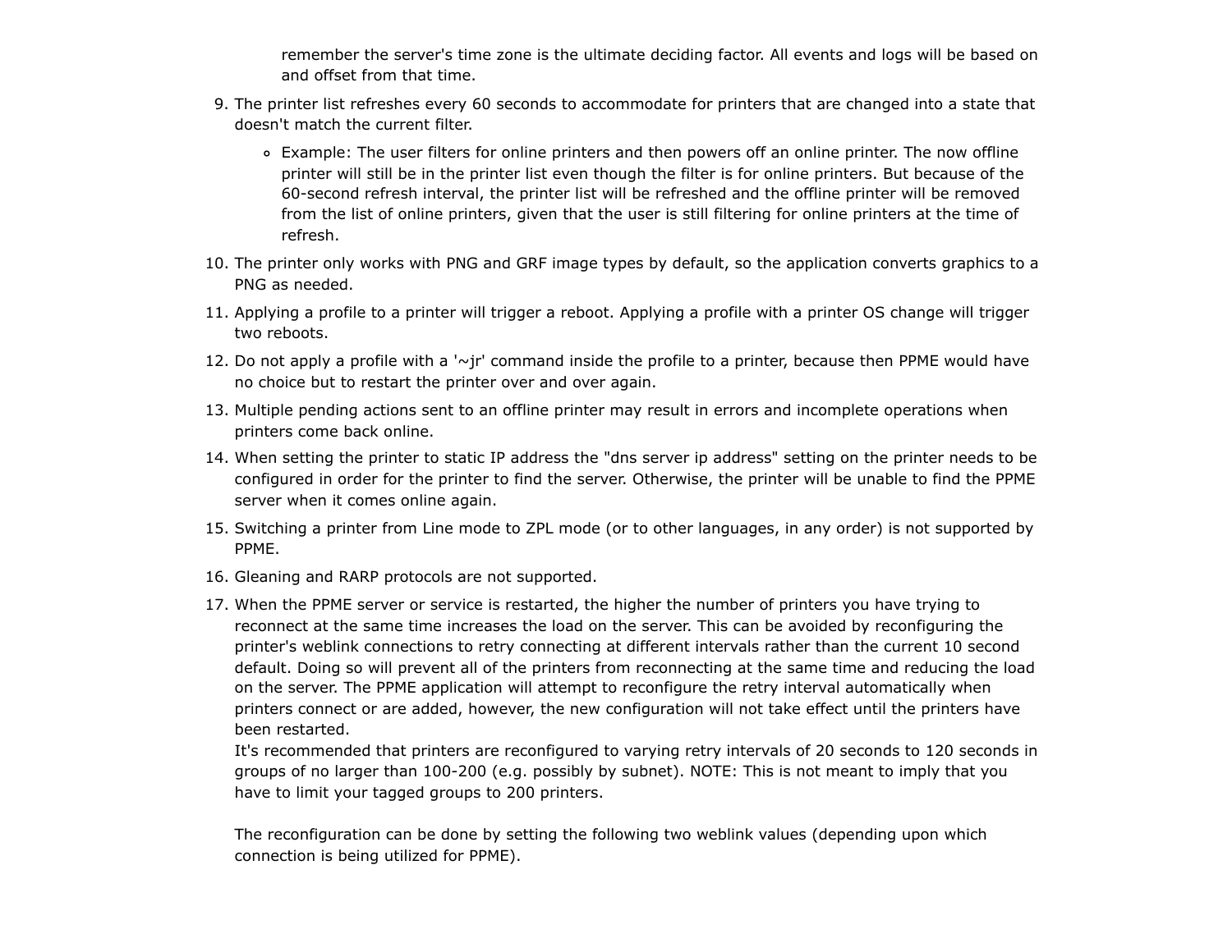remember the server's time zone is the ultimate deciding factor. All events and logs will be based on and offset from that time.

9. The printer list refreshes every 60 seconds to accommodate for printers that are changed into a state that doesn't match the current filter.
    - Example: The user filters for online printers and then powers off an online printer. The now offline printer will still be in the printer list even though the filter is for online printers. But because of the 60-second refresh interval, the printer list will be refreshed and the offline printer will be removed from the list of online printers, given that the user is still filtering for online printers at the time of refresh.
10. The printer only works with PNG and GRF image types by default, so the application converts graphics to a PNG as needed.
11. Applying a profile to a printer will trigger a reboot. Applying a profile with a printer OS change will trigger two reboots.
12. Do not apply a profile with a '~jr' command inside the profile to a printer, because then PPME would have no choice but to restart the printer over and over again.
13. Multiple pending actions sent to an offline printer may result in errors and incomplete operations when printers come back online.
14. When setting the printer to static IP address the "dns server ip address" setting on the printer needs to be configured in order for the printer to find the server. Otherwise, the printer will be unable to find the PPME server when it comes online again.
15. Switching a printer from Line mode to ZPL mode (or to other languages, in any order) is not supported by PPME.
16. Gleaning and RARP protocols are not supported.
17. When the PPME server or service is restarted, the higher the number of printers you have trying to reconnect at the same time increases the load on the server. This can be avoided by reconfiguring the printer's weblink connections to retry connecting at different intervals rather than the current 10 second default. Doing so will prevent all of the printers from reconnecting at the same time and reducing the load on the server. The PPME application will attempt to reconfigure the retry interval automatically when printers connect or are added, however, the new configuration will not take effect until the printers have been restarted.
    It's recommended that printers are reconfigured to varying retry intervals of 20 seconds to 120 seconds in groups of no larger than 100-200 (e.g. possibly by subnet). NOTE: This is not meant to imply that you have to limit your tagged groups to 200 printers.

    The reconfiguration can be done by setting the following two weblink values (depending upon which connection is being utilized for PPME).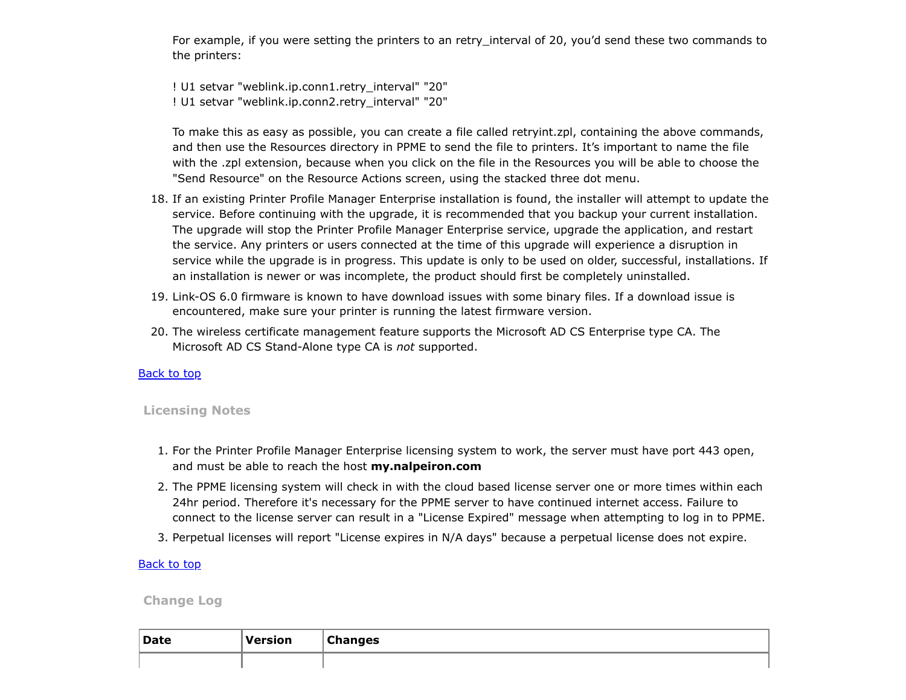For example, if you were setting the printers to an retry_interval of 20, you'd send these two commands to the printers:

```
! U1 setvar "weblink.ip.conn1.retry_interval" "20"
! U1 setvar "weblink.ip.conn2.retry_interval" "20"
```

To make this as easy as possible, you can create a file called retryint.zpl, containing the above commands, and then use the Resources directory in PPME to send the file to printers. It's important to name the file with the .zpl extension, because when you click on the file in the Resources you will be able to choose the "Send Resource" on the Resource Actions screen, using the stacked three dot menu.

18. If an existing Printer Profile Manager Enterprise installation is found, the installer will attempt to update the service. Before continuing with the upgrade, it is recommended that you backup your current installation. The upgrade will stop the Printer Profile Manager Enterprise service, upgrade the application, and restart the service. Any printers or users connected at the time of this upgrade will experience a disruption in service while the upgrade is in progress. This update is only to be used on older, successful, installations. If an installation is newer or was incomplete, the product should first be completely uninstalled.
19. Link-OS 6.0 firmware is known to have download issues with some binary files. If a download issue is encountered, make sure your printer is running the latest firmware version.
20. The wireless certificate management feature supports the Microsoft AD CS Enterprise type CA. The Microsoft AD CS Stand-Alone type CA is *not* supported.

Back to top

## Licensing Notes

1. For the Printer Profile Manager Enterprise licensing system to work, the server must have port 443 open, and must be able to reach the host **my.nalpeiron.com**
2. The PPME licensing system will check in with the cloud based license server one or more times within each 24hr period. Therefore it's necessary for the PPME server to have continued internet access. Failure to connect to the license server can result in a "License Expired" message when attempting to log in to PPME.
3. Perpetual licenses will report "License expires in N/A days" because a perpetual license does not expire.

Back to top

## Change Log

| Date | Version | Changes |
|---|---|---|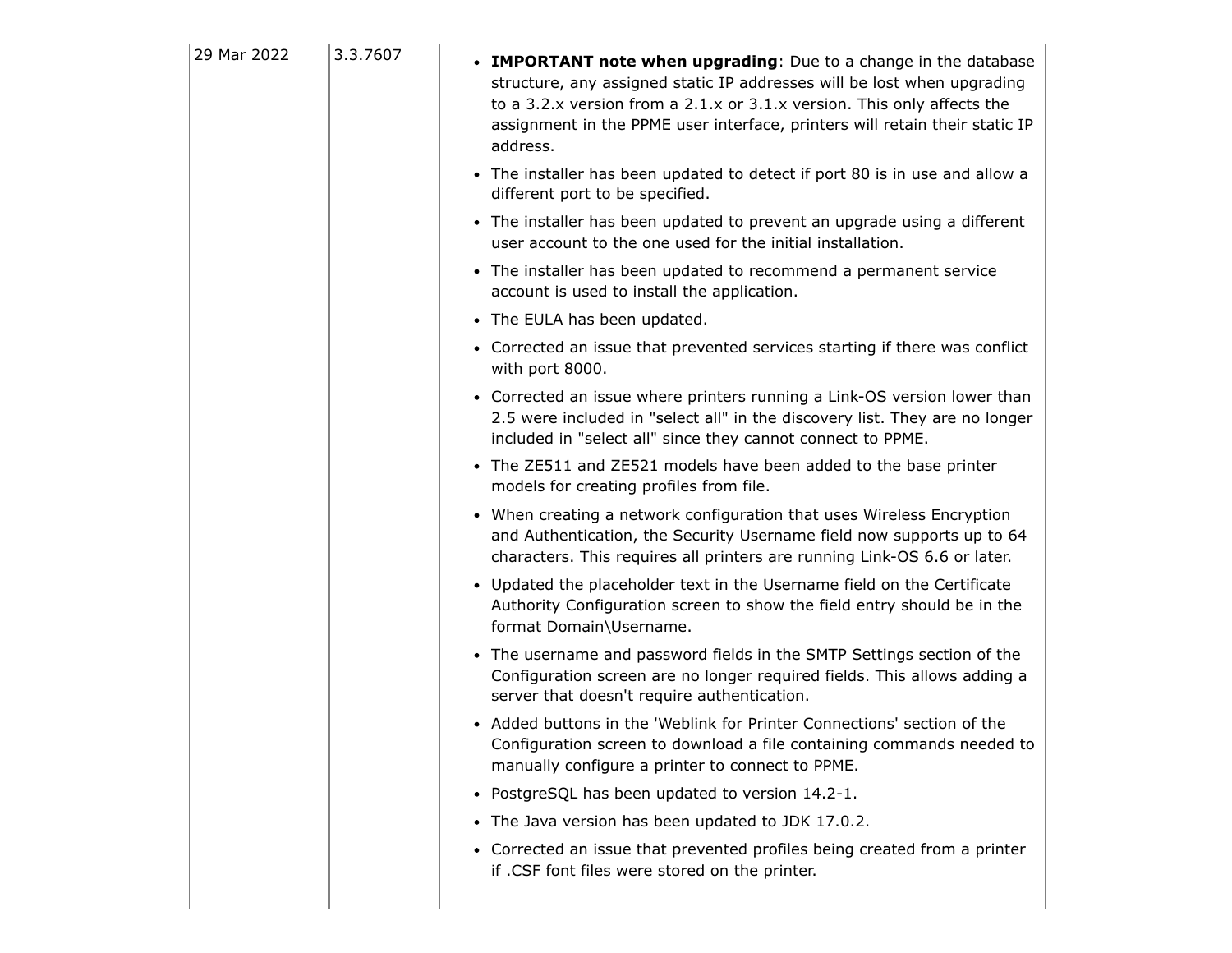| | | |
|---|---|---|
| 29 Mar 2022 | 3.3.7607 | • **IMPORTANT note when upgrading**: Due to a change in the database structure, any assigned static IP addresses will be lost when upgrading to a 3.2.x version from a 2.1.x or 3.1.x version. This only affects the assignment in the PPME user interface, printers will retain their static IP address.<br>• The installer has been updated to detect if port 80 is in use and allow a different port to be specified.<br>• The installer has been updated to prevent an upgrade using a different user account to the one used for the initial installation.<br>• The installer has been updated to recommend a permanent service account is used to install the application.<br>• The EULA has been updated.<br>• Corrected an issue that prevented services starting if there was conflict with port 8000.<br>• Corrected an issue where printers running a Link-OS version lower than 2.5 were included in "select all" in the discovery list. They are no longer included in "select all" since they cannot connect to PPME.<br>• The ZE511 and ZE521 models have been added to the base printer models for creating profiles from file.<br>• When creating a network configuration that uses Wireless Encryption and Authentication, the Security Username field now supports up to 64 characters. This requires all printers are running Link-OS 6.6 or later.<br>• Updated the placeholder text in the Username field on the Certificate Authority Configuration screen to show the field entry should be in the format Domain\Username.<br>• The username and password fields in the SMTP Settings section of the Configuration screen are no longer required fields. This allows adding a server that doesn't require authentication.<br>• Added buttons in the 'Weblink for Printer Connections' section of the Configuration screen to download a file containing commands needed to manually configure a printer to connect to PPME.<br>• PostgreSQL has been updated to version 14.2-1.<br>• The Java version has been updated to JDK 17.0.2.<br>• Corrected an issue that prevented profiles being created from a printer if .CSF font files were stored on the printer. |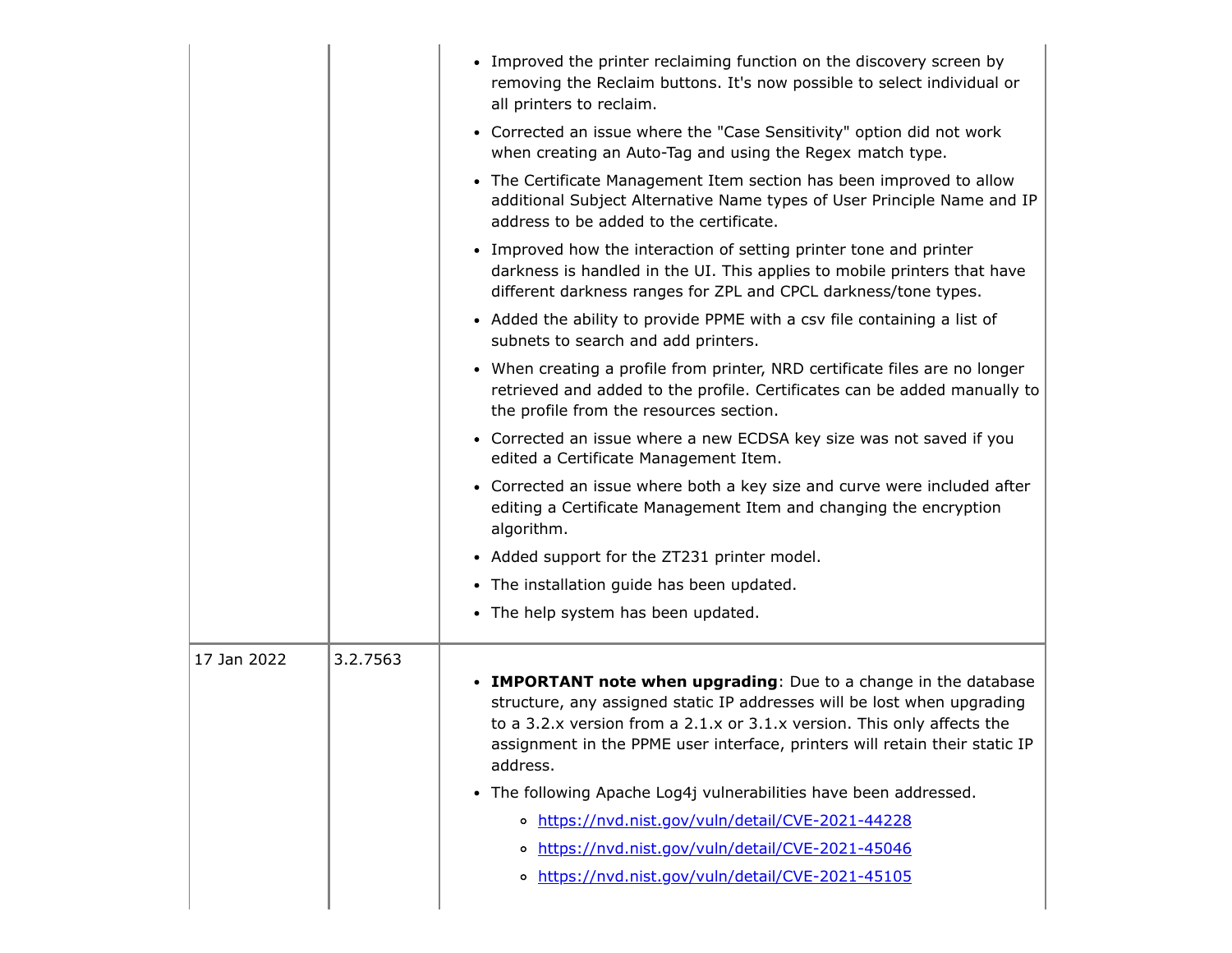| | | |
|---|---|---|
| | | <ul><li>Improved the printer reclaiming function on the discovery screen by removing the Reclaim buttons. It's now possible to select individual or all printers to reclaim.</li><li>Corrected an issue where the "Case Sensitivity" option did not work when creating an Auto-Tag and using the Regex match type.</li><li>The Certificate Management Item section has been improved to allow additional Subject Alternative Name types of User Principle Name and IP address to be added to the certificate.</li><li>Improved how the interaction of setting printer tone and printer darkness is handled in the UI. This applies to mobile printers that have different darkness ranges for ZPL and CPCL darkness/tone types.</li><li>Added the ability to provide PPME with a csv file containing a list of subnets to search and add printers.</li><li>When creating a profile from printer, NRD certificate files are no longer retrieved and added to the profile. Certificates can be added manually to the profile from the resources section.</li><li>Corrected an issue where a new ECDSA key size was not saved if you edited a Certificate Management Item.</li><li>Corrected an issue where both a key size and curve were included after editing a Certificate Management Item and changing the encryption algorithm.</li><li>Added support for the ZT231 printer model.</li><li>The installation guide has been updated.</li><li>The help system has been updated.</li></ul> |
| 17 Jan 2022 | 3.2.7563 | <ul><li>**IMPORTANT note when upgrading**: Due to a change in the database structure, any assigned static IP addresses will be lost when upgrading to a 3.2.x version from a 2.1.x or 3.1.x version. This only affects the assignment in the PPME user interface, printers will retain their static IP address.</li><li>The following Apache Log4j vulnerabilities have been addressed.<ul><li>https://nvd.nist.gov/vuln/detail/CVE-2021-44228</li><li>https://nvd.nist.gov/vuln/detail/CVE-2021-45046</li><li>https://nvd.nist.gov/vuln/detail/CVE-2021-45105</li></ul></li></ul> |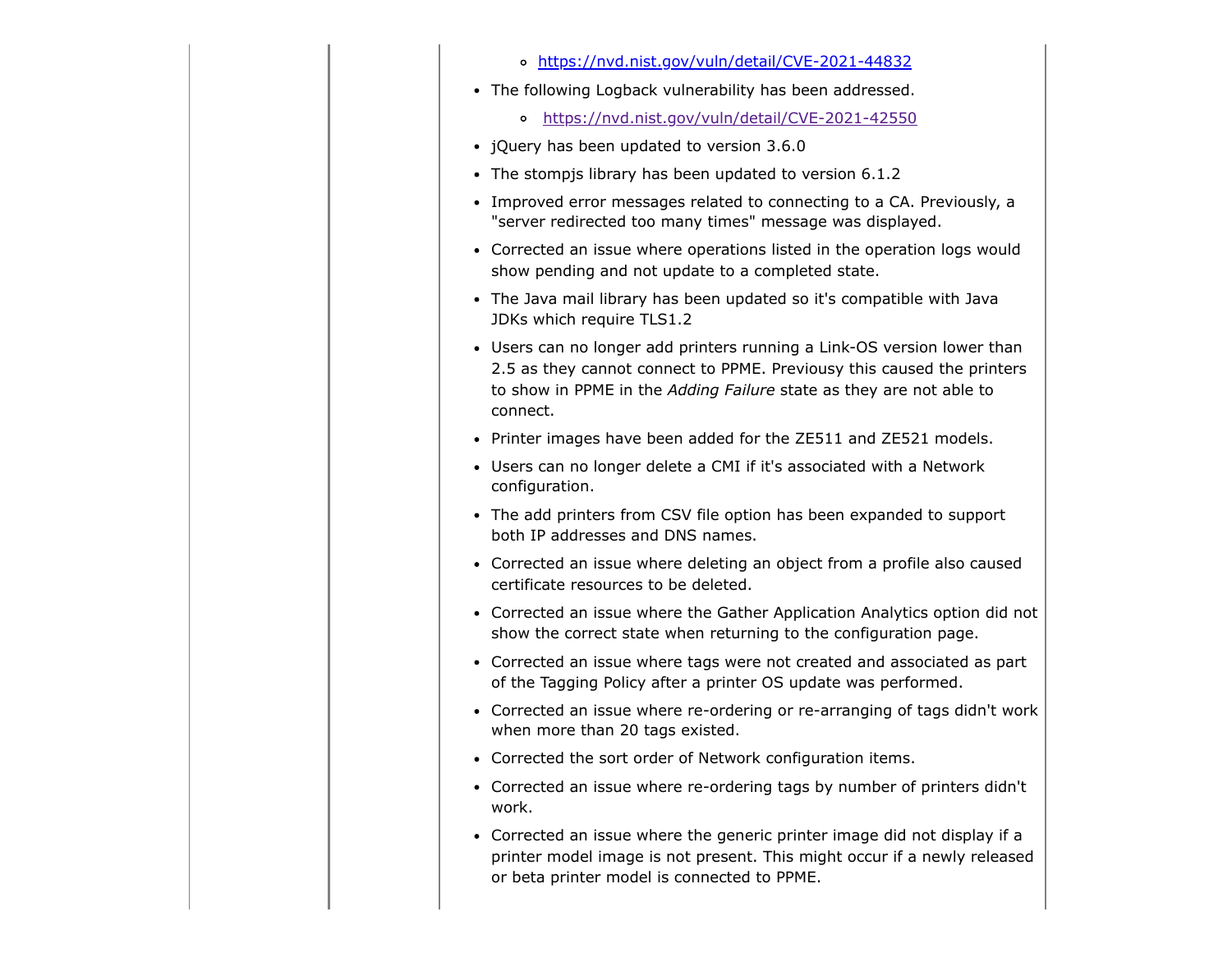- https://nvd.nist.gov/vuln/detail/CVE-2021-44832
- The following Logback vulnerability has been addressed.
    - https://nvd.nist.gov/vuln/detail/CVE-2021-42550
- jQuery has been updated to version 3.6.0
- The stompjs library has been updated to version 6.1.2
- Improved error messages related to connecting to a CA. Previously, a "server redirected too many times" message was displayed.
- Corrected an issue where operations listed in the operation logs would show pending and not update to a completed state.
- The Java mail library has been updated so it's compatible with Java JDKs which require TLS1.2
- Users can no longer add printers running a Link-OS version lower than 2.5 as they cannot connect to PPME. Previousy this caused the printers to show in PPME in the *Adding Failure* state as they are not able to connect.
- Printer images have been added for the ZE511 and ZE521 models.
- Users can no longer delete a CMI if it's associated with a Network configuration.
- The add printers from CSV file option has been expanded to support both IP addresses and DNS names.
- Corrected an issue where deleting an object from a profile also caused certificate resources to be deleted.
- Corrected an issue where the Gather Application Analytics option did not show the correct state when returning to the configuration page.
- Corrected an issue where tags were not created and associated as part of the Tagging Policy after a printer OS update was performed.
- Corrected an issue where re-ordering or re-arranging of tags didn't work when more than 20 tags existed.
- Corrected the sort order of Network configuration items.
- Corrected an issue where re-ordering tags by number of printers didn't work.
- Corrected an issue where the generic printer image did not display if a printer model image is not present. This might occur if a newly released or beta printer model is connected to PPME.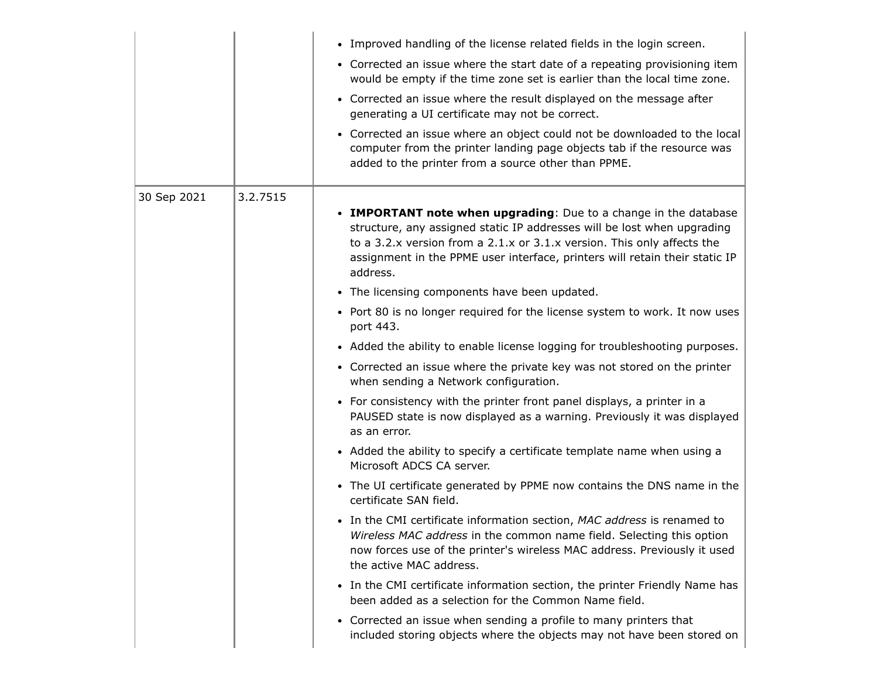| | | |
|---|---|---|
| | | <ul><li>Improved handling of the license related fields in the login screen.</li><li>Corrected an issue where the start date of a repeating provisioning item would be empty if the time zone set is earlier than the local time zone.</li><li>Corrected an issue where the result displayed on the message after generating a UI certificate may not be correct.</li><li>Corrected an issue where an object could not be downloaded to the local computer from the printer landing page objects tab if the resource was added to the printer from a source other than PPME.</li></ul> |
| 30 Sep 2021 | 3.2.7515 | <ul><li>**IMPORTANT note when upgrading**: Due to a change in the database structure, any assigned static IP addresses will be lost when upgrading to a 3.2.x version from a 2.1.x or 3.1.x version. This only affects the assignment in the PPME user interface, printers will retain their static IP address.</li><li>The licensing components have been updated.</li><li>Port 80 is no longer required for the license system to work. It now uses port 443.</li><li>Added the ability to enable license logging for troubleshooting purposes.</li><li>Corrected an issue where the private key was not stored on the printer when sending a Network configuration.</li><li>For consistency with the printer front panel displays, a printer in a PAUSED state is now displayed as a warning. Previously it was displayed as an error.</li><li>Added the ability to specify a certificate template name when using a Microsoft ADCS CA server.</li><li>The UI certificate generated by PPME now contains the DNS name in the certificate SAN field.</li><li>In the CMI certificate information section, *MAC address* is renamed to *Wireless MAC address* in the common name field. Selecting this option now forces use of the printer's wireless MAC address. Previously it used the active MAC address.</li><li>In the CMI certificate information section, the printer Friendly Name has been added as a selection for the Common Name field.</li><li>Corrected an issue when sending a profile to many printers that included storing objects where the objects may not have been stored on</li></ul> |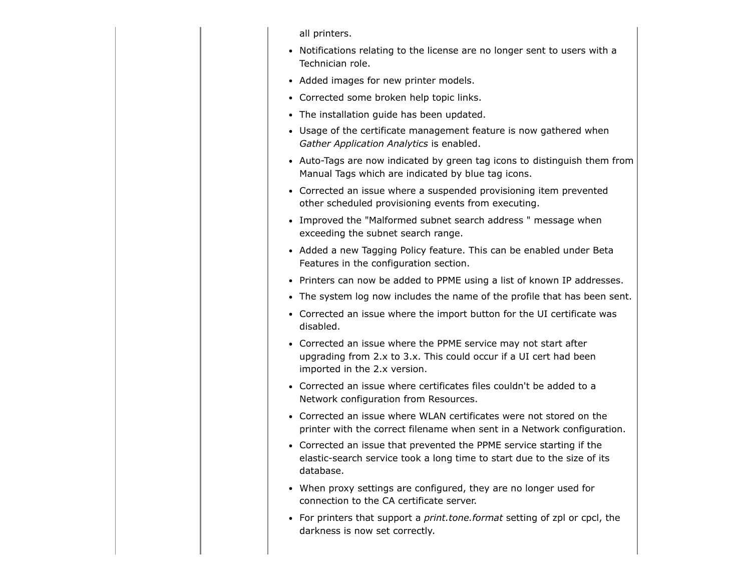all printers.

- Notifications relating to the license are no longer sent to users with a Technician role.
- Added images for new printer models.
- Corrected some broken help topic links.
- The installation guide has been updated.
- Usage of the certificate management feature is now gathered when *Gather Application Analytics* is enabled.
- Auto-Tags are now indicated by green tag icons to distinguish them from Manual Tags which are indicated by blue tag icons.
- Corrected an issue where a suspended provisioning item prevented other scheduled provisioning events from executing.
- Improved the "Malformed subnet search address " message when exceeding the subnet search range.
- Added a new Tagging Policy feature. This can be enabled under Beta Features in the configuration section.
- Printers can now be added to PPME using a list of known IP addresses.
- The system log now includes the name of the profile that has been sent.
- Corrected an issue where the import button for the UI certificate was disabled.
- Corrected an issue where the PPME service may not start after upgrading from 2.x to 3.x. This could occur if a UI cert had been imported in the 2.x version.
- Corrected an issue where certificates files couldn't be added to a Network configuration from Resources.
- Corrected an issue where WLAN certificates were not stored on the printer with the correct filename when sent in a Network configuration.
- Corrected an issue that prevented the PPME service starting if the elastic-search service took a long time to start due to the size of its database.
- When proxy settings are configured, they are no longer used for connection to the CA certificate server.
- For printers that support a *print.tone.format* setting of zpl or cpcl, the darkness is now set correctly.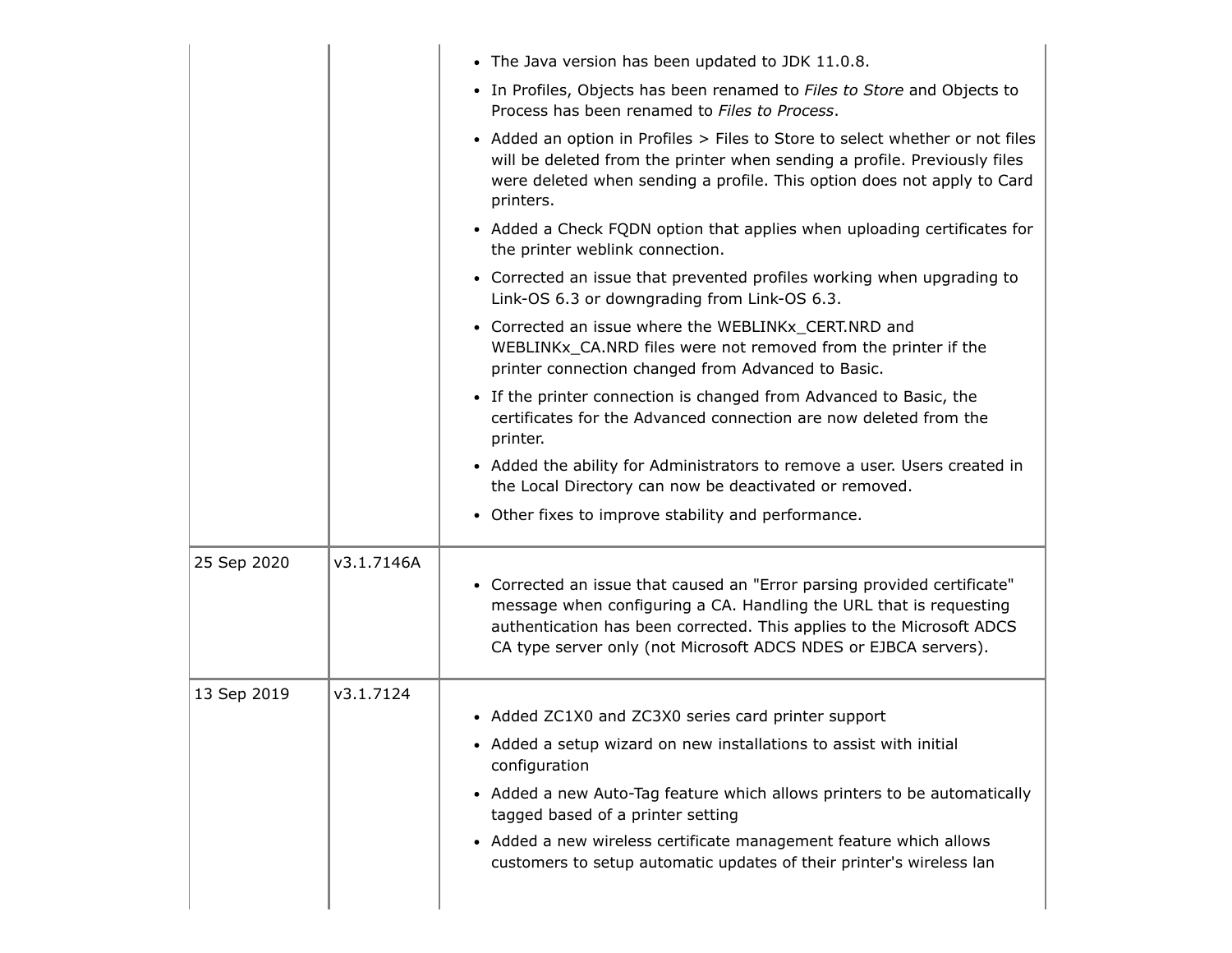| | | |
|---|---|---|
| | | • The Java version has been updated to JDK 11.0.8.<br>• In Profiles, Objects has been renamed to *Files to Store* and Objects to Process has been renamed to *Files to Process*.<br>• Added an option in Profiles > Files to Store to select whether or not files will be deleted from the printer when sending a profile. Previously files were deleted when sending a profile. This option does not apply to Card printers.<br>• Added a Check FQDN option that applies when uploading certificates for the printer weblink connection.<br>• Corrected an issue that prevented profiles working when upgrading to Link-OS 6.3 or downgrading from Link-OS 6.3.<br>• Corrected an issue where the WEBLINKx_CERT.NRD and WEBLINKx_CA.NRD files were not removed from the printer if the printer connection changed from Advanced to Basic.<br>• If the printer connection is changed from Advanced to Basic, the certificates for the Advanced connection are now deleted from the printer.<br>• Added the ability for Administrators to remove a user. Users created in the Local Directory can now be deactivated or removed.<br>• Other fixes to improve stability and performance. |
| 25 Sep 2020 | v3.1.7146A | • Corrected an issue that caused an "Error parsing provided certificate" message when configuring a CA. Handling the URL that is requesting authentication has been corrected. This applies to the Microsoft ADCS CA type server only (not Microsoft ADCS NDES or EJBCA servers). |
| 13 Sep 2019 | v3.1.7124 | • Added ZC1X0 and ZC3X0 series card printer support<br>• Added a setup wizard on new installations to assist with initial configuration<br>• Added a new Auto-Tag feature which allows printers to be automatically tagged based of a printer setting<br>• Added a new wireless certificate management feature which allows customers to setup automatic updates of their printer's wireless lan |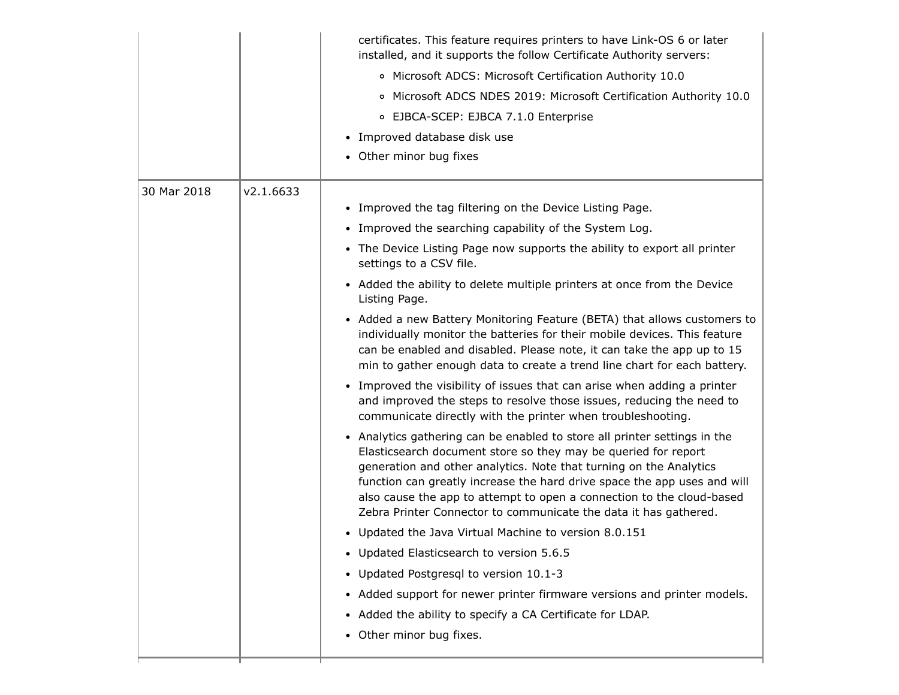| | | |
|---|---|---|
| | | certificates. This feature requires printers to have Link-OS 6 or later installed, and it supports the follow Certificate Authority servers:<br>◦ Microsoft ADCS: Microsoft Certification Authority 10.0<br>◦ Microsoft ADCS NDES 2019: Microsoft Certification Authority 10.0<br>◦ EJBCA-SCEP: EJBCA 7.1.0 Enterprise<br>• Improved database disk use<br>• Other minor bug fixes |
| 30 Mar 2018 | v2.1.6633 | • Improved the tag filtering on the Device Listing Page.<br>• Improved the searching capability of the System Log.<br>• The Device Listing Page now supports the ability to export all printer settings to a CSV file.<br>• Added the ability to delete multiple printers at once from the Device Listing Page.<br>• Added a new Battery Monitoring Feature (BETA) that allows customers to individually monitor the batteries for their mobile devices. This feature can be enabled and disabled. Please note, it can take the app up to 15 min to gather enough data to create a trend line chart for each battery.<br>• Improved the visibility of issues that can arise when adding a printer and improved the steps to resolve those issues, reducing the need to communicate directly with the printer when troubleshooting.<br>• Analytics gathering can be enabled to store all printer settings in the Elasticsearch document store so they may be queried for report generation and other analytics. Note that turning on the Analytics function can greatly increase the hard drive space the app uses and will also cause the app to attempt to open a connection to the cloud-based Zebra Printer Connector to communicate the data it has gathered.<br>• Updated the Java Virtual Machine to version 8.0.151<br>• Updated Elasticsearch to version 5.6.5<br>• Updated Postgresql to version 10.1-3<br>• Added support for newer printer firmware versions and printer models.<br>• Added the ability to specify a CA Certificate for LDAP.<br>• Other minor bug fixes. |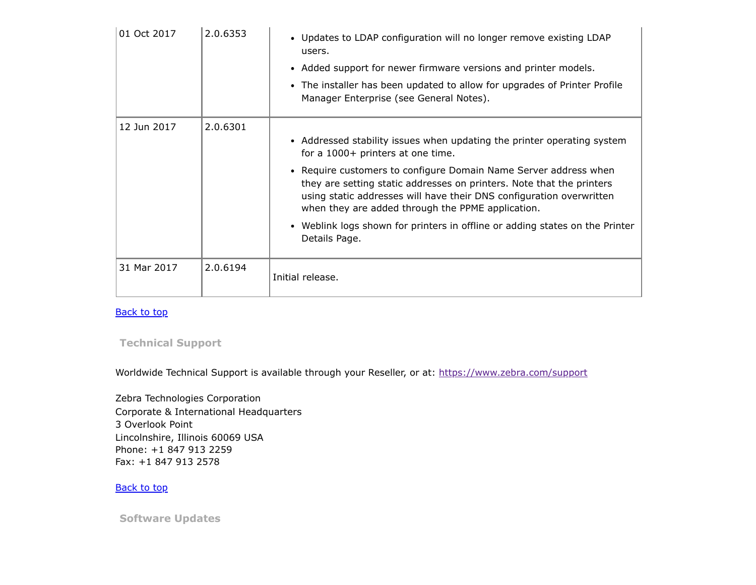| | | |
|---|---|---|
| 01 Oct 2017 | 2.0.6353 | • Updates to LDAP configuration will no longer remove existing LDAP users.<br>• Added support for newer firmware versions and printer models.<br>• The installer has been updated to allow for upgrades of Printer Profile Manager Enterprise (see General Notes). |
| 12 Jun 2017 | 2.0.6301 | • Addressed stability issues when updating the printer operating system for a 1000+ printers at one time.<br>• Require customers to configure Domain Name Server address when they are setting static addresses on printers. Note that the printers using static addresses will have their DNS configuration overwritten when they are added through the PPME application.<br>• Weblink logs shown for printers in offline or adding states on the Printer Details Page. |
| 31 Mar 2017 | 2.0.6194 | Initial release. |

[Back to top](#)

## Technical Support

Worldwide Technical Support is available through your Reseller, or at: [https://www.zebra.com/support](https://www.zebra.com/support)

Zebra Technologies Corporation
Corporate & International Headquarters
3 Overlook Point
Lincolnshire, Illinois 60069 USA
Phone: +1 847 913 2259
Fax: +1 847 913 2578

[Back to top](#)

## Software Updates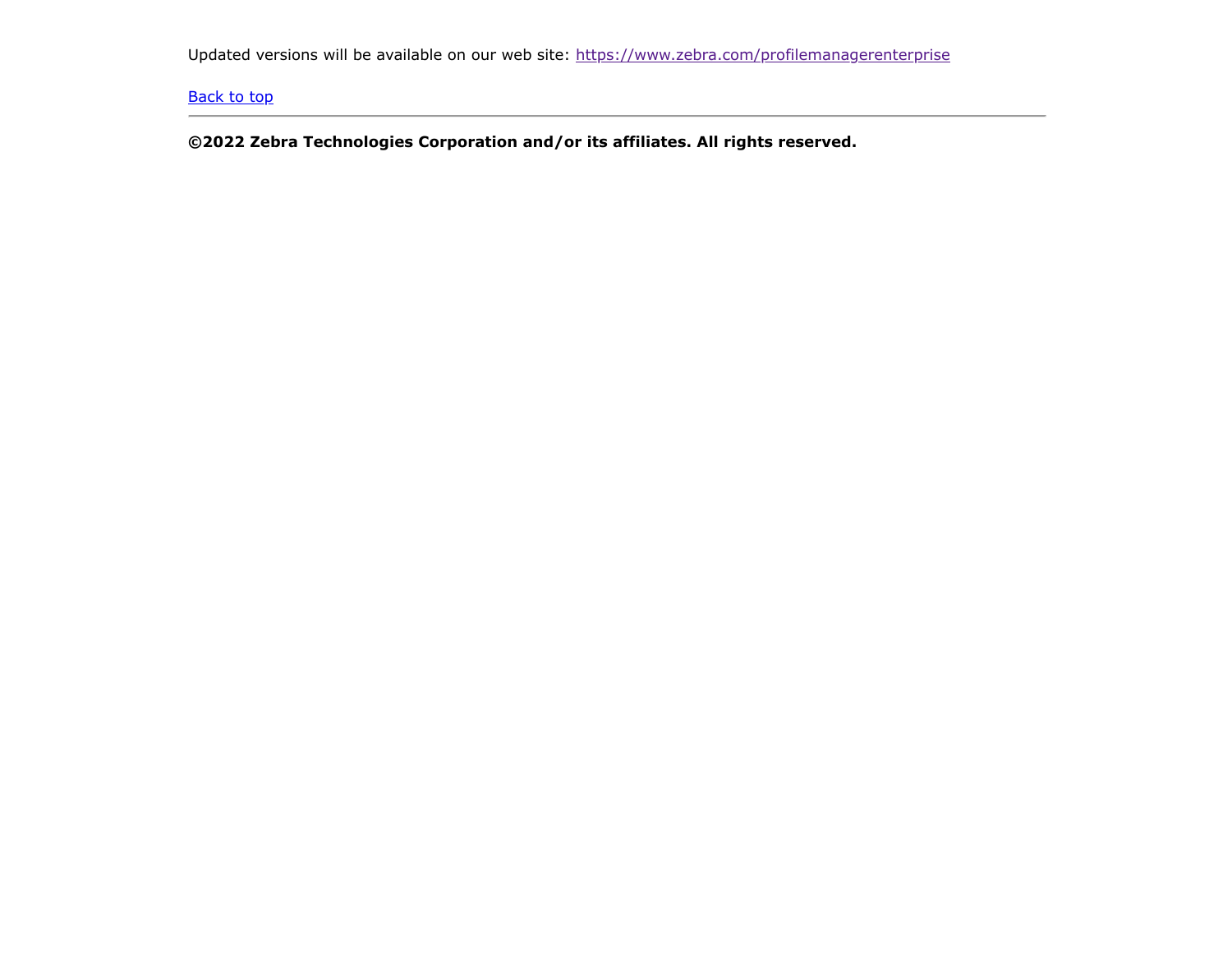Updated versions will be available on our web site: https://www.zebra.com/profilemanagerenterprise

Back to top

---

**©2022 Zebra Technologies Corporation and/or its affiliates. All rights reserved.**